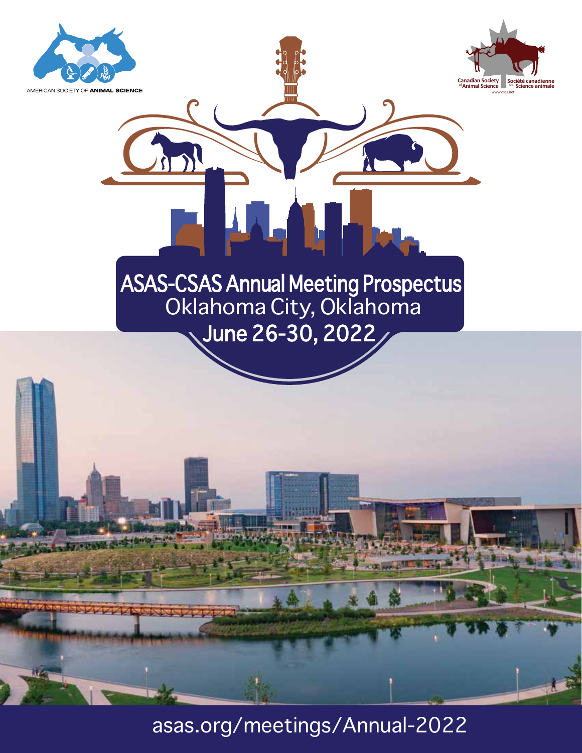AMERICAN SOCIETY OF ANIMAL SCIENCE

Canadian Society of Animal Science | Société canadienne de Science animale
www.csas.net

# ASAS-CSAS Annual Meeting Prospectus

## Oklahoma City, Oklahoma

## June 26-30, 2022

asas.org/meetings/Annual-2022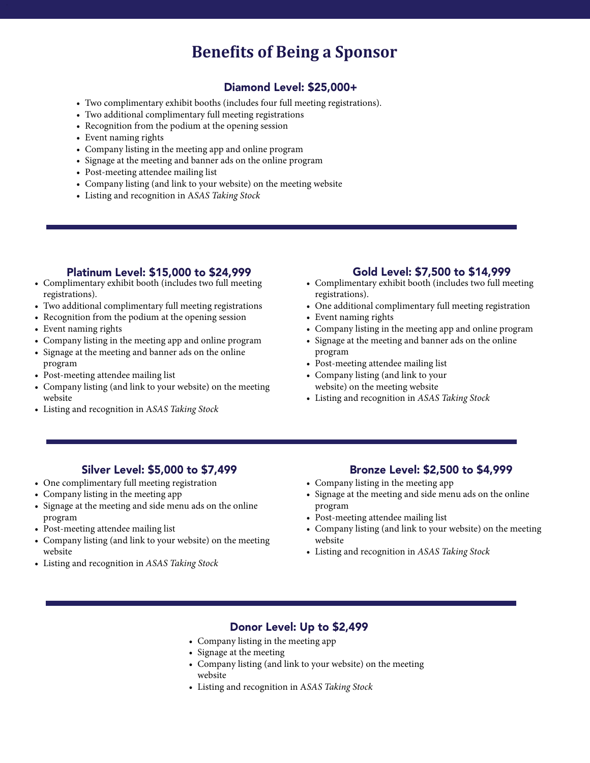# Benefits of Being a Sponsor

## Diamond Level: $25,000+

- Two complimentary exhibit booths (includes four full meeting registrations).
- Two additional complimentary full meeting registrations
- Recognition from the podium at the opening session
- Event naming rights
- Company listing in the meeting app and online program
- Signage at the meeting and banner ads on the online program
- Post-meeting attendee mailing list
- Company listing (and link to your website) on the meeting website
- Listing and recognition in *ASAS Taking Stock*

## Platinum Level: $15,000 to $24,999

- Complimentary exhibit booth (includes two full meeting registrations).
- Two additional complimentary full meeting registrations
- Recognition from the podium at the opening session
- Event naming rights
- Company listing in the meeting app and online program
- Signage at the meeting and banner ads on the online program
- Post-meeting attendee mailing list
- Company listing (and link to your website) on the meeting website
- Listing and recognition in *ASAS Taking Stock*

## Gold Level: $7,500 to $14,999

- Complimentary exhibit booth (includes two full meeting registrations).
- One additional complimentary full meeting registration
- Event naming rights
- Company listing in the meeting app and online program
- Signage at the meeting and banner ads on the online program
- Post-meeting attendee mailing list
- Company listing (and link to your website) on the meeting website
- Listing and recognition in *ASAS Taking Stock*

## Silver Level: $5,000 to $7,499

- One complimentary full meeting registration
- Company listing in the meeting app
- Signage at the meeting and side menu ads on the online program
- Post-meeting attendee mailing list
- Company listing (and link to your website) on the meeting website
- Listing and recognition in *ASAS Taking Stock*

## Bronze Level: $2,500 to $4,999

- Company listing in the meeting app
- Signage at the meeting and side menu ads on the online program
- Post-meeting attendee mailing list
- Company listing (and link to your website) on the meeting website
- Listing and recognition in *ASAS Taking Stock*

## Donor Level: Up to $2,499

- Company listing in the meeting app
- Signage at the meeting
- Company listing (and link to your website) on the meeting website
- Listing and recognition in *ASAS Taking Stock*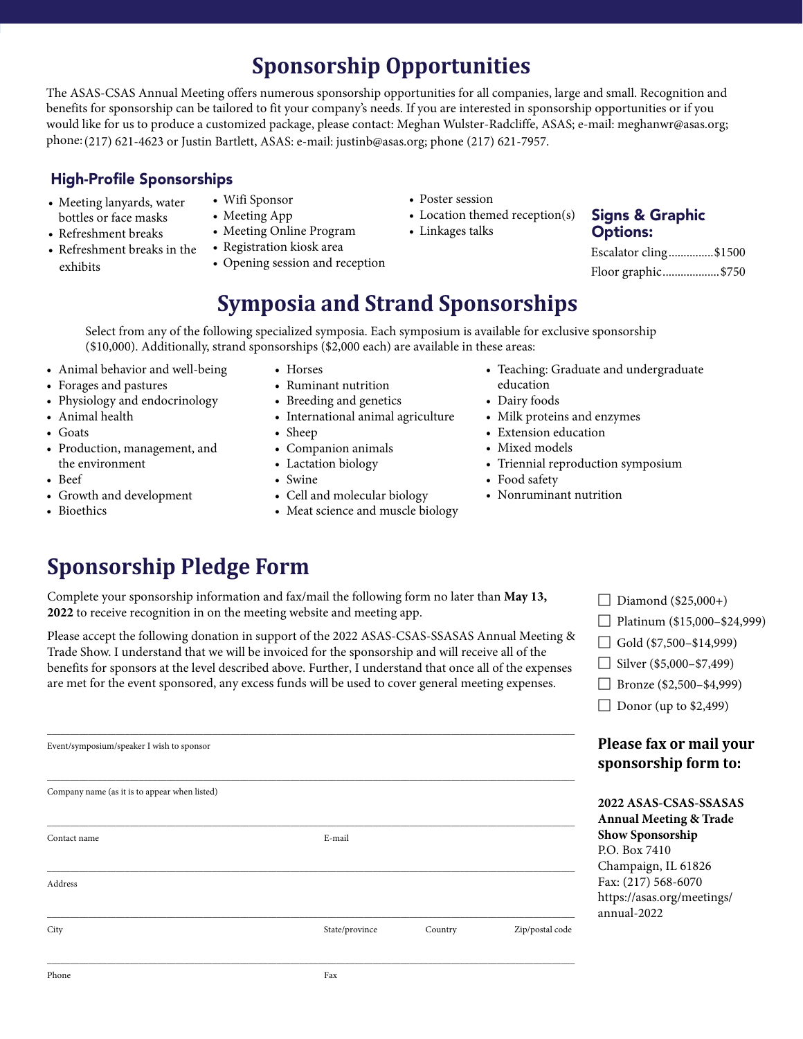# Sponsorship Opportunities

The ASAS-CSAS Annual Meeting offers numerous sponsorship opportunities for all companies, large and small. Recognition and benefits for sponsorship can be tailored to fit your company's needs. If you are interested in sponsorship opportunities or if you would like for us to produce a customized package, please contact: Meghan Wulster-Radcliffe, ASAS; e-mail: meghanwr@asas.org; phone: (217) 621-4623 or Justin Bartlett, ASAS: e-mail: justinb@asas.org; phone (217) 621-7957.

## High-Profile Sponsorships

- Meeting lanyards, water bottles or face masks
- Refreshment breaks
- Refreshment breaks in the exhibits
- Wifi Sponsor
- Meeting App
- Meeting Online Program
- Registration kiosk area
- Opening session and reception
- Poster session
- Location themed reception(s)
- Linkages talks

## Signs & Graphic Options:

Escalator cling..............$1500

Floor graphic..................$750

# Symposia and Strand Sponsorships

Select from any of the following specialized symposia. Each symposium is available for exclusive sponsorship ($10,000). Additionally, strand sponsorships ($2,000 each) are available in these areas:

- Animal behavior and well-being
- Forages and pastures
- Physiology and endocrinology
- Animal health
- Goats
- Production, management, and the environment
- Beef
- Growth and development
- Bioethics
- Horses
- Ruminant nutrition
- Breeding and genetics
- International animal agriculture
- Sheep
- Companion animals
- Lactation biology
- Swine
- Cell and molecular biology
- Meat science and muscle biology
- Teaching: Graduate and undergraduate education
- Dairy foods
- Milk proteins and enzymes
- Extension education
- Mixed models
- Triennial reproduction symposium
- Food safety
- Nonruminant nutrition

# Sponsorship Pledge Form

Complete your sponsorship information and fax/mail the following form no later than **May 13, 2022** to receive recognition in on the meeting website and meeting app.

Please accept the following donation in support of the 2022 ASAS-CSAS-SSASAS Annual Meeting & Trade Show. I understand that we will be invoiced for the sponsorship and will receive all of the benefits for sponsors at the level described above. Further, I understand that once all of the expenses are met for the event sponsored, any excess funds will be used to cover general meeting expenses.

- ☐ Diamond ($25,000+)
- ☐ Platinum ($15,000–$24,999)
- ☐ Gold ($7,500–$14,999)
- ☐ Silver ($5,000–$7,499)
- ☐ Bronze ($2,500–$4,999)
- ☐ Donor (up to $2,499)

______________________________________________
Event/symposium/speaker I wish to sponsor

______________________________________________
Company name (as it is to appear when listed)

______________________________________________
Contact name E-mail

______________________________________________
Address

______________________________________________
City State/province Country Zip/postal code

______________________________________________
Phone Fax

**Please fax or mail your sponsorship form to:**

**2022 ASAS-CSAS-SSASAS Annual Meeting & Trade Show Sponsorship**
P.O. Box 7410
Champaign, IL 61826
Fax: (217) 568-6070
https://asas.org/meetings/annual-2022